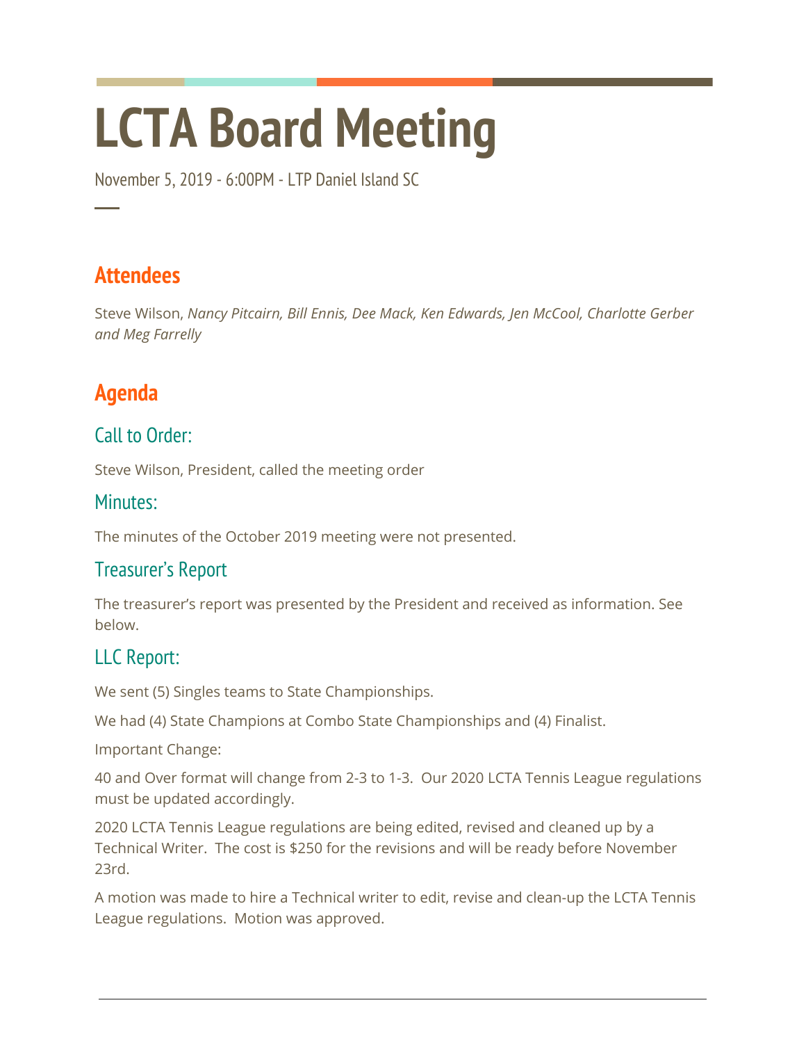# LCTA Board Meeting

November 5, 2019 - 6:00PM - LTP Daniel Island SC

## Attendees

Steve Wilson, *Nancy Pitcairn, Bill Ennis, Dee Mack, Ken Edwards, Jen McCool, Charlotte Gerber and Meg Farrelly*

## Agenda

### Call to Order:

Steve Wilson, President, called the meeting order

### Minutes:

The minutes of the October 2019 meeting were not presented.

### Treasurer's Report

The treasurer's report was presented by the President and received as information. See below.

### LLC Report:

We sent (5) Singles teams to State Championships.

We had (4) State Champions at Combo State Championships and (4) Finalist.

Important Change:

40 and Over format will change from 2-3 to 1-3. Our 2020 LCTA Tennis League regulations must be updated accordingly.

2020 LCTA Tennis League regulations are being edited, revised and cleaned up by a Technical Writer. The cost is $250 for the revisions and will be ready before November 23rd.

A motion was made to hire a Technical writer to edit, revise and clean-up the LCTA Tennis League regulations. Motion was approved.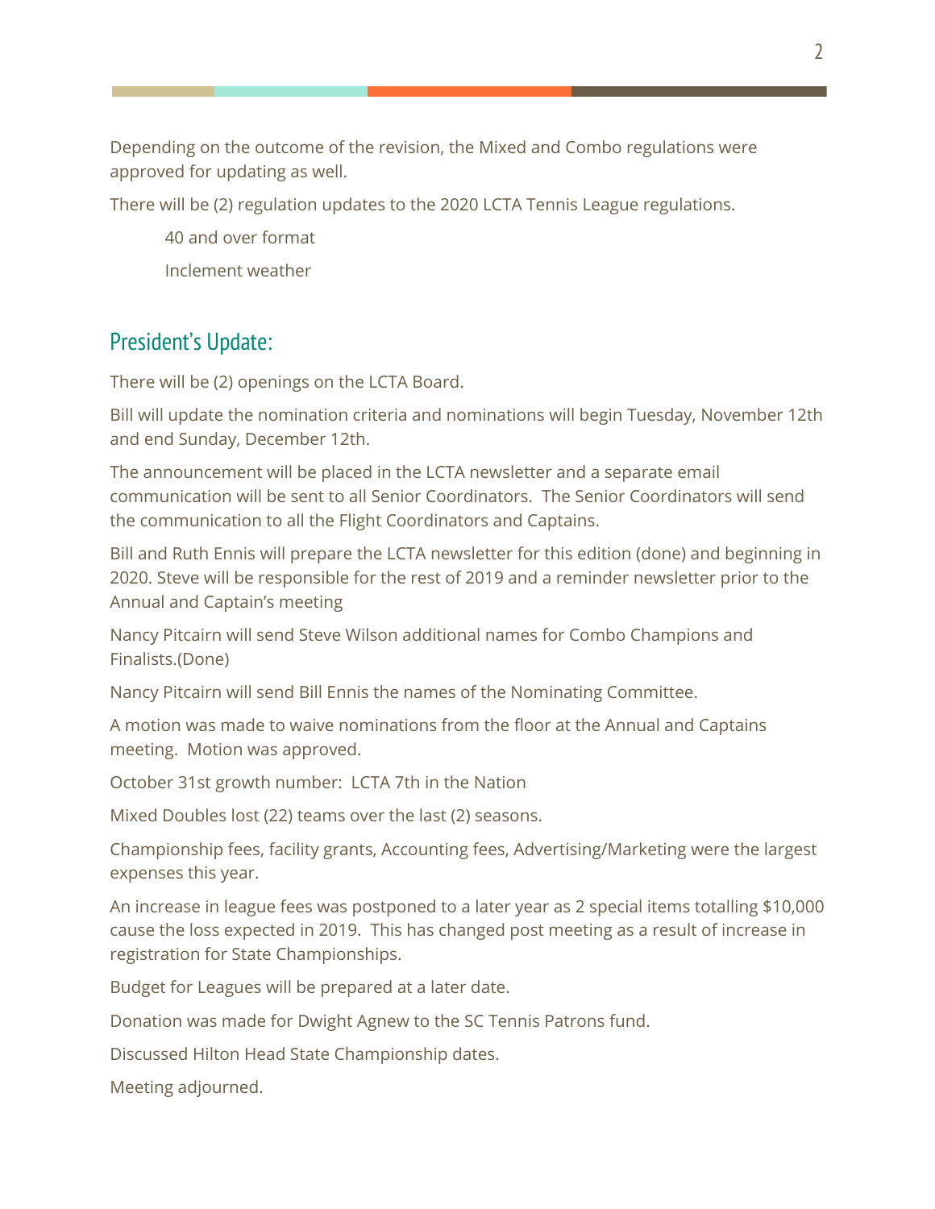Depending on the outcome of the revision, the Mixed and Combo regulations were approved for updating as well.

There will be (2) regulation updates to the 2020 LCTA Tennis League regulations.

40 and over format

Inclement weather

## President's Update:

There will be (2) openings on the LCTA Board.

Bill will update the nomination criteria and nominations will begin Tuesday, November 12th and end Sunday, December 12th.

The announcement will be placed in the LCTA newsletter and a separate email communication will be sent to all Senior Coordinators. The Senior Coordinators will send the communication to all the Flight Coordinators and Captains.

Bill and Ruth Ennis will prepare the LCTA newsletter for this edition (done) and beginning in 2020. Steve will be responsible for the rest of 2019 and a reminder newsletter prior to the Annual and Captain's meeting

Nancy Pitcairn will send Steve Wilson additional names for Combo Champions and Finalists.(Done)

Nancy Pitcairn will send Bill Ennis the names of the Nominating Committee.

A motion was made to waive nominations from the floor at the Annual and Captains meeting. Motion was approved.

October 31st growth number: LCTA 7th in the Nation

Mixed Doubles lost (22) teams over the last (2) seasons.

Championship fees, facility grants, Accounting fees, Advertising/Marketing were the largest expenses this year.

An increase in league fees was postponed to a later year as 2 special items totalling $10,000 cause the loss expected in 2019. This has changed post meeting as a result of increase in registration for State Championships.

Budget for Leagues will be prepared at a later date.

Donation was made for Dwight Agnew to the SC Tennis Patrons fund.

Discussed Hilton Head State Championship dates.

Meeting adjourned.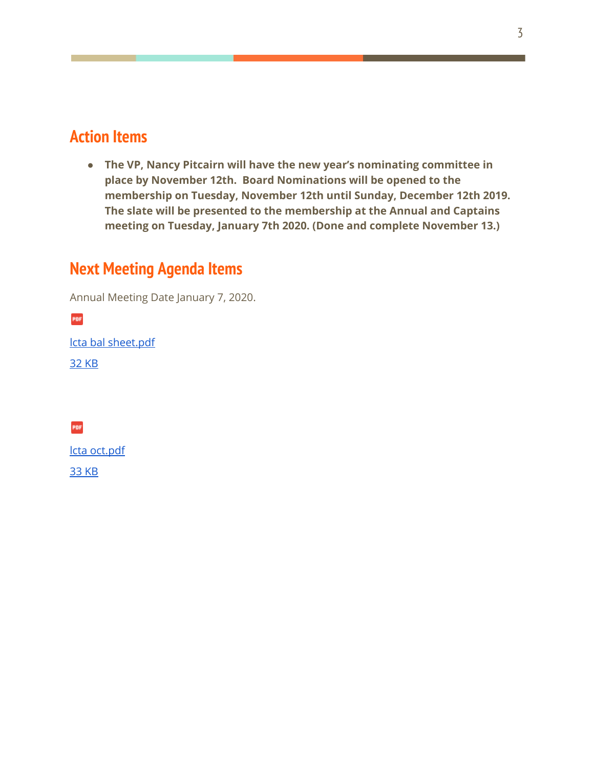## Action Items

- **The VP, Nancy Pitcairn will have the new year's nominating committee in place by November 12th.  Board Nominations will be opened to the membership on Tuesday, November 12th until Sunday, December 12th 2019. The slate will be presented to the membership at the Annual and Captains meeting on Tuesday, January 7th 2020. (Done and complete November 13.)**

## Next Meeting Agenda Items

Annual Meeting Date January 7, 2020.

lcta bal sheet.pdf

32 KB

lcta oct.pdf

33 KB